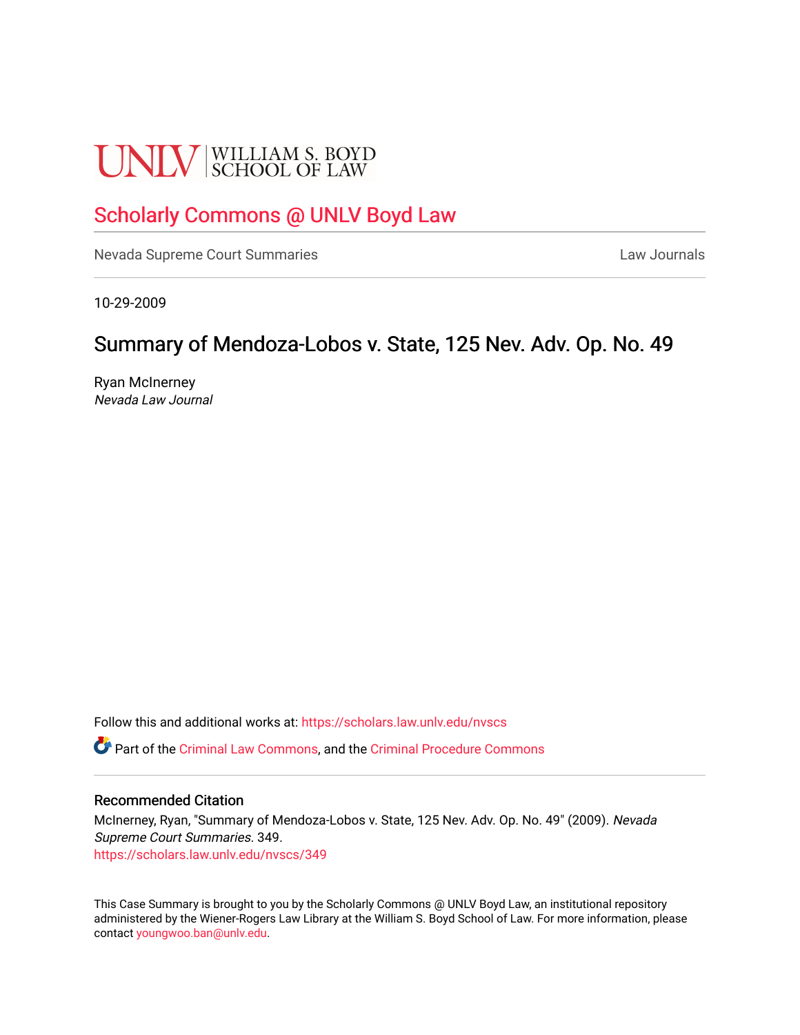UNLV | WILLIAM S. BOYD SCHOOL OF LAW

# Scholarly Commons @ UNLV Boyd Law

Nevada Supreme Court Summaries — Law Journals

10-29-2009

## Summary of Mendoza-Lobos v. State, 125 Nev. Adv. Op. No. 49

Ryan McInerney
*Nevada Law Journal*

Follow this and additional works at: https://scholars.law.unlv.edu/nvscs

Part of the Criminal Law Commons, and the Criminal Procedure Commons

### Recommended Citation

McInerney, Ryan, "Summary of Mendoza-Lobos v. State, 125 Nev. Adv. Op. No. 49" (2009). *Nevada Supreme Court Summaries*. 349.
https://scholars.law.unlv.edu/nvscs/349

This Case Summary is brought to you by the Scholarly Commons @ UNLV Boyd Law, an institutional repository administered by the Wiener-Rogers Law Library at the William S. Boyd School of Law. For more information, please contact youngwoo.ban@unlv.edu.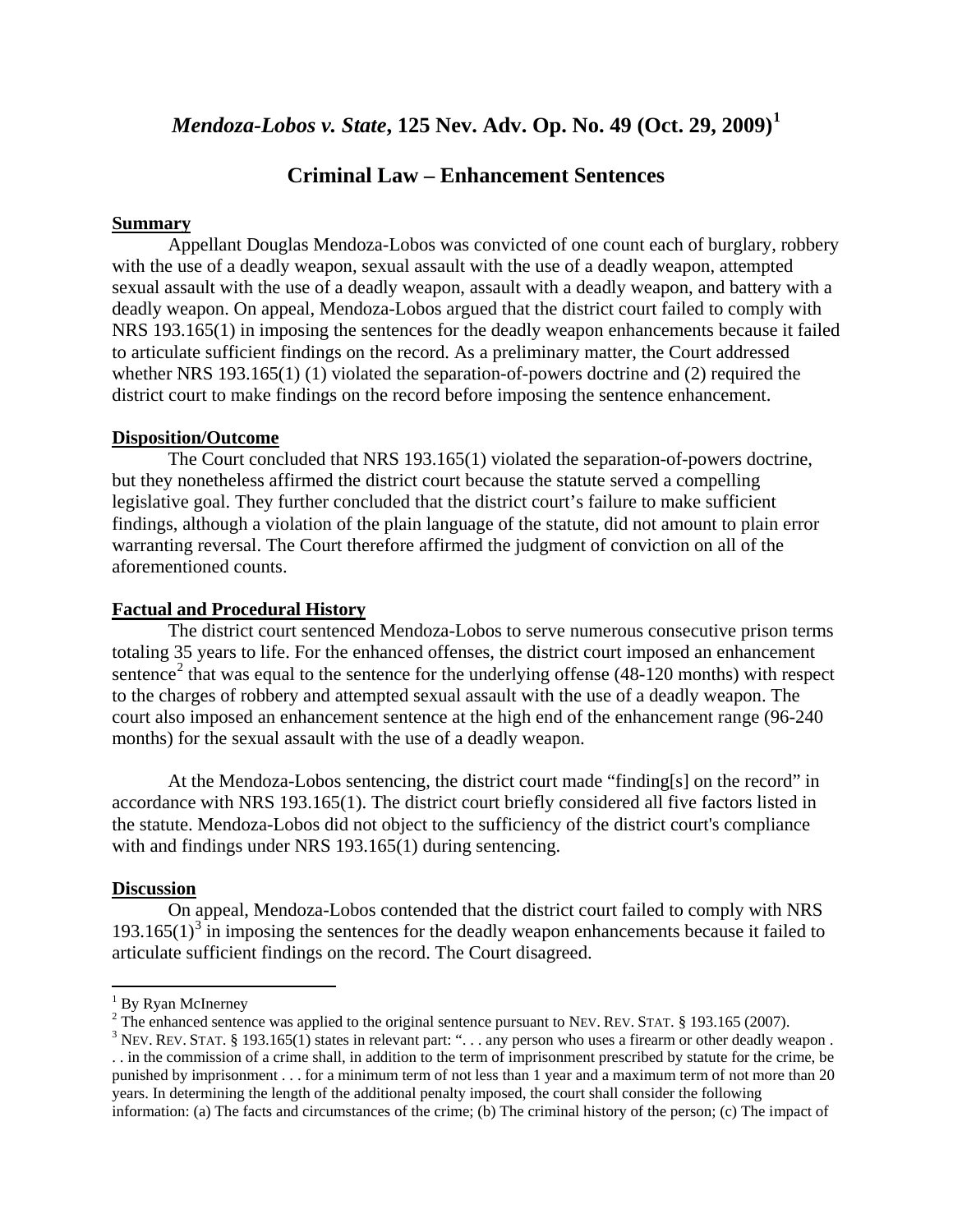# *Mendoza-Lobos v. State*, 125 Nev. Adv. Op. No. 49 (Oct. 29, 2009)[1]

## Criminal Law – Enhancement Sentences

**Summary**

Appellant Douglas Mendoza-Lobos was convicted of one count each of burglary, robbery with the use of a deadly weapon, sexual assault with the use of a deadly weapon, attempted sexual assault with the use of a deadly weapon, assault with a deadly weapon, and battery with a deadly weapon. On appeal, Mendoza-Lobos argued that the district court failed to comply with NRS 193.165(1) in imposing the sentences for the deadly weapon enhancements because it failed to articulate sufficient findings on the record. As a preliminary matter, the Court addressed whether NRS 193.165(1) (1) violated the separation-of-powers doctrine and (2) required the district court to make findings on the record before imposing the sentence enhancement.

**Disposition/Outcome**

The Court concluded that NRS 193.165(1) violated the separation-of-powers doctrine, but they nonetheless affirmed the district court because the statute served a compelling legislative goal. They further concluded that the district court's failure to make sufficient findings, although a violation of the plain language of the statute, did not amount to plain error warranting reversal. The Court therefore affirmed the judgment of conviction on all of the aforementioned counts.

**Factual and Procedural History**

The district court sentenced Mendoza-Lobos to serve numerous consecutive prison terms totaling 35 years to life. For the enhanced offenses, the district court imposed an enhancement sentence[2] that was equal to the sentence for the underlying offense (48-120 months) with respect to the charges of robbery and attempted sexual assault with the use of a deadly weapon. The court also imposed an enhancement sentence at the high end of the enhancement range (96-240 months) for the sexual assault with the use of a deadly weapon.

At the Mendoza-Lobos sentencing, the district court made "finding[s] on the record" in accordance with NRS 193.165(1). The district court briefly considered all five factors listed in the statute. Mendoza-Lobos did not object to the sufficiency of the district court's compliance with and findings under NRS 193.165(1) during sentencing.

**Discussion**

On appeal, Mendoza-Lobos contended that the district court failed to comply with NRS 193.165(1)[3] in imposing the sentences for the deadly weapon enhancements because it failed to articulate sufficient findings on the record. The Court disagreed.

---

[1] By Ryan McInerney

[2] The enhanced sentence was applied to the original sentence pursuant to NEV. REV. STAT. § 193.165 (2007).

[3] NEV. REV. STAT. § 193.165(1) states in relevant part: ". . . any person who uses a firearm or other deadly weapon . . . in the commission of a crime shall, in addition to the term of imprisonment prescribed by statute for the crime, be punished by imprisonment . . . for a minimum term of not less than 1 year and a maximum term of not more than 20 years. In determining the length of the additional penalty imposed, the court shall consider the following information: (a) The facts and circumstances of the crime; (b) The criminal history of the person; (c) The impact of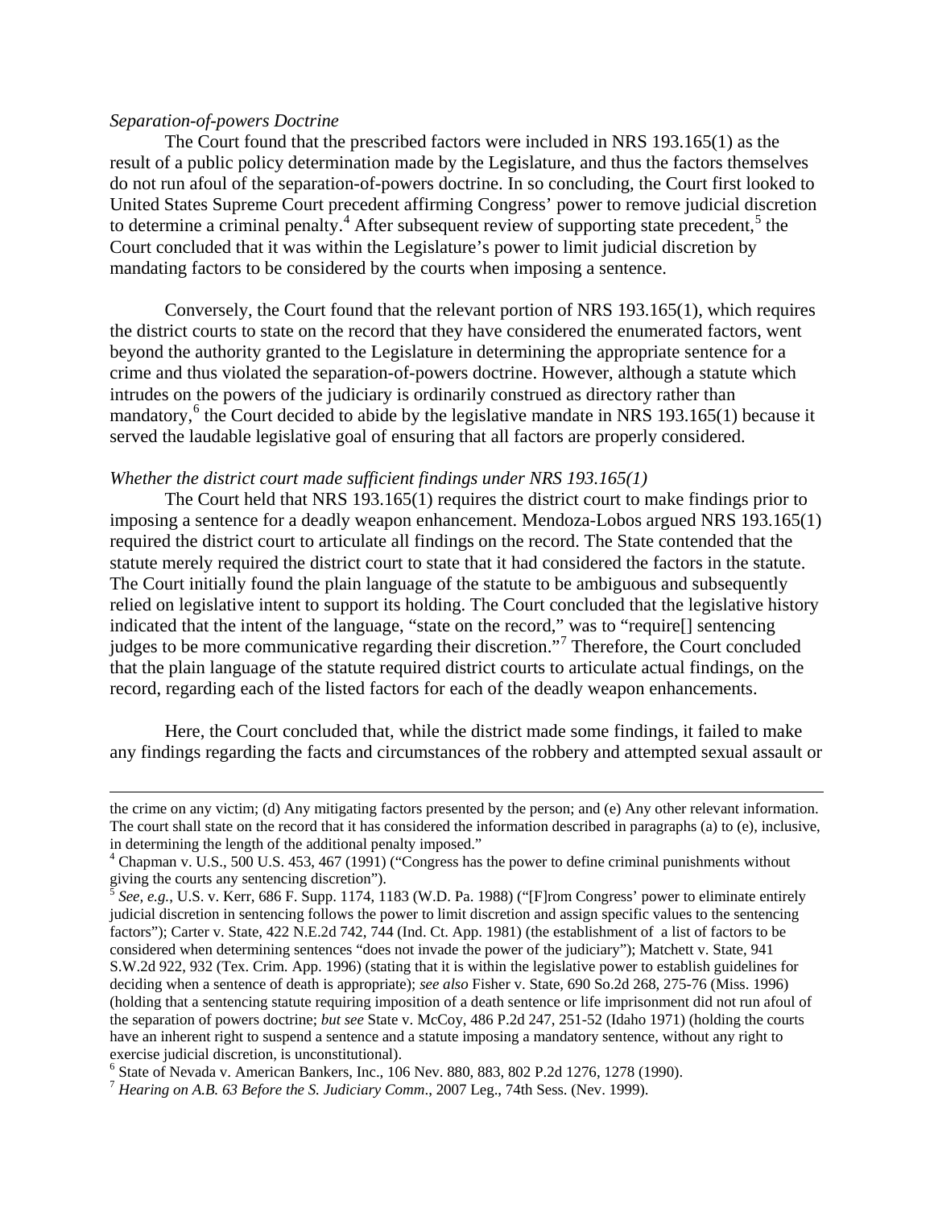*Separation-of-powers Doctrine*

The Court found that the prescribed factors were included in NRS 193.165(1) as the result of a public policy determination made by the Legislature, and thus the factors themselves do not run afoul of the separation-of-powers doctrine. In so concluding, the Court first looked to United States Supreme Court precedent affirming Congress' power to remove judicial discretion to determine a criminal penalty.[4] After subsequent review of supporting state precedent,[5] the Court concluded that it was within the Legislature's power to limit judicial discretion by mandating factors to be considered by the courts when imposing a sentence.

Conversely, the Court found that the relevant portion of NRS 193.165(1), which requires the district courts to state on the record that they have considered the enumerated factors, went beyond the authority granted to the Legislature in determining the appropriate sentence for a crime and thus violated the separation-of-powers doctrine. However, although a statute which intrudes on the powers of the judiciary is ordinarily construed as directory rather than mandatory,[6] the Court decided to abide by the legislative mandate in NRS 193.165(1) because it served the laudable legislative goal of ensuring that all factors are properly considered.

*Whether the district court made sufficient findings under NRS 193.165(1)*

The Court held that NRS 193.165(1) requires the district court to make findings prior to imposing a sentence for a deadly weapon enhancement. Mendoza-Lobos argued NRS 193.165(1) required the district court to articulate all findings on the record. The State contended that the statute merely required the district court to state that it had considered the factors in the statute. The Court initially found the plain language of the statute to be ambiguous and subsequently relied on legislative intent to support its holding. The Court concluded that the legislative history indicated that the intent of the language, "state on the record," was to "require[] sentencing judges to be more communicative regarding their discretion."[7] Therefore, the Court concluded that the plain language of the statute required district courts to articulate actual findings, on the record, regarding each of the listed factors for each of the deadly weapon enhancements.

Here, the Court concluded that, while the district made some findings, it failed to make any findings regarding the facts and circumstances of the robbery and attempted sexual assault or

---

the crime on any victim; (d) Any mitigating factors presented by the person; and (e) Any other relevant information. The court shall state on the record that it has considered the information described in paragraphs (a) to (e), inclusive, in determining the length of the additional penalty imposed."

[4] Chapman v. U.S., 500 U.S. 453, 467 (1991) ("Congress has the power to define criminal punishments without giving the courts any sentencing discretion").

[5] *See, e.g.*, U.S. v. Kerr, 686 F. Supp. 1174, 1183 (W.D. Pa. 1988) ("[F]rom Congress' power to eliminate entirely judicial discretion in sentencing follows the power to limit discretion and assign specific values to the sentencing factors"); Carter v. State, 422 N.E.2d 742, 744 (Ind. Ct. App. 1981) (the establishment of a list of factors to be considered when determining sentences "does not invade the power of the judiciary"); Matchett v. State, 941 S.W.2d 922, 932 (Tex. Crim. App. 1996) (stating that it is within the legislative power to establish guidelines for deciding when a sentence of death is appropriate); *see also* Fisher v. State, 690 So.2d 268, 275-76 (Miss. 1996) (holding that a sentencing statute requiring imposition of a death sentence or life imprisonment did not run afoul of the separation of powers doctrine; *but see* State v. McCoy, 486 P.2d 247, 251-52 (Idaho 1971) (holding the courts have an inherent right to suspend a sentence and a statute imposing a mandatory sentence, without any right to exercise judicial discretion, is unconstitutional).

[6] State of Nevada v. American Bankers, Inc., 106 Nev. 880, 883, 802 P.2d 1276, 1278 (1990).

[7] *Hearing on A.B. 63 Before the S. Judiciary Comm*., 2007 Leg., 74th Sess. (Nev. 1999).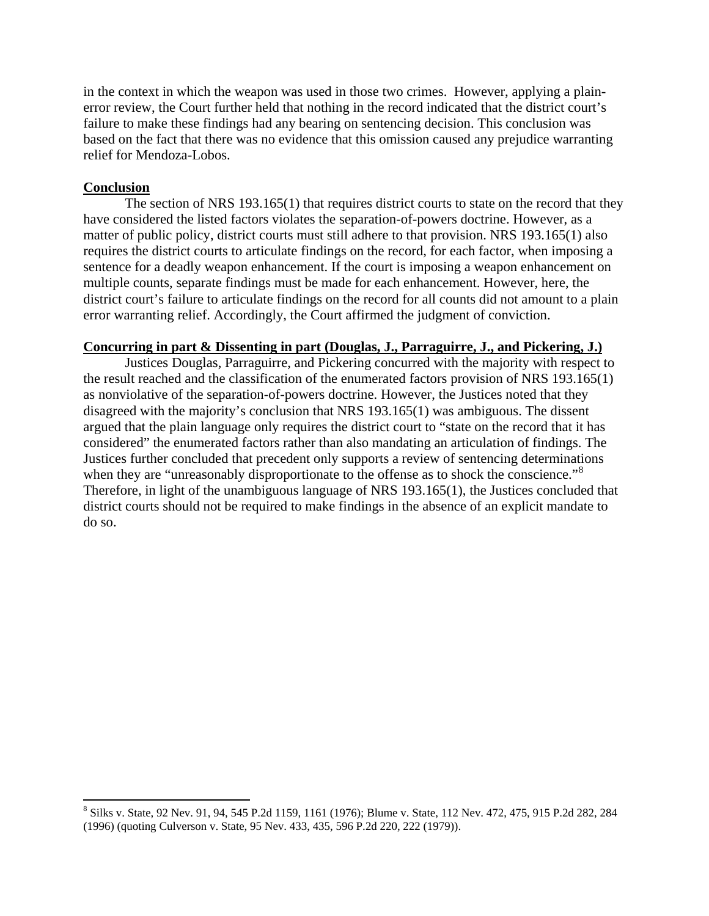in the context in which the weapon was used in those two crimes. However, applying a plain-error review, the Court further held that nothing in the record indicated that the district court's failure to make these findings had any bearing on sentencing decision. This conclusion was based on the fact that there was no evidence that this omission caused any prejudice warranting relief for Mendoza-Lobos.

**Conclusion**

The section of NRS 193.165(1) that requires district courts to state on the record that they have considered the listed factors violates the separation-of-powers doctrine. However, as a matter of public policy, district courts must still adhere to that provision. NRS 193.165(1) also requires the district courts to articulate findings on the record, for each factor, when imposing a sentence for a deadly weapon enhancement. If the court is imposing a weapon enhancement on multiple counts, separate findings must be made for each enhancement. However, here, the district court's failure to articulate findings on the record for all counts did not amount to a plain error warranting relief. Accordingly, the Court affirmed the judgment of conviction.

**Concurring in part & Dissenting in part (Douglas, J., Parraguirre, J., and Pickering, J.)**

Justices Douglas, Parraguirre, and Pickering concurred with the majority with respect to the result reached and the classification of the enumerated factors provision of NRS 193.165(1) as nonviolative of the separation-of-powers doctrine. However, the Justices noted that they disagreed with the majority's conclusion that NRS 193.165(1) was ambiguous. The dissent argued that the plain language only requires the district court to "state on the record that it has considered" the enumerated factors rather than also mandating an articulation of findings. The Justices further concluded that precedent only supports a review of sentencing determinations when they are "unreasonably disproportionate to the offense as to shock the conscience."[8] Therefore, in light of the unambiguous language of NRS 193.165(1), the Justices concluded that district courts should not be required to make findings in the absence of an explicit mandate to do so.

---

[8] Silks v. State, 92 Nev. 91, 94, 545 P.2d 1159, 1161 (1976); Blume v. State, 112 Nev. 472, 475, 915 P.2d 282, 284 (1996) (quoting Culverson v. State, 95 Nev. 433, 435, 596 P.2d 220, 222 (1979)).